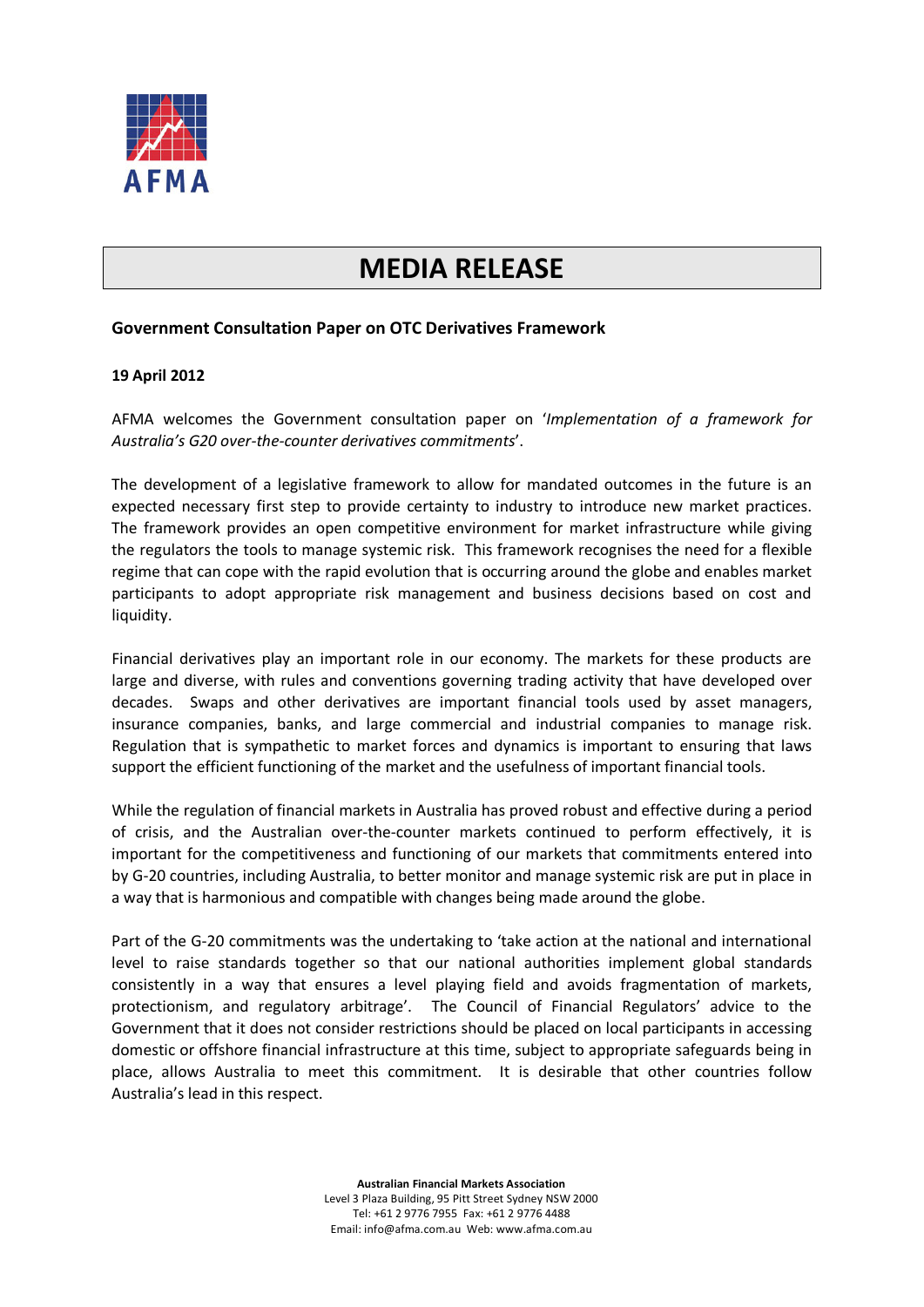AFMA

# MEDIA RELEASE

**Government Consultation Paper on OTC Derivatives Framework**

**19 April 2012**

AFMA welcomes the Government consultation paper on '*Implementation of a framework for Australia's G20 over-the-counter derivatives commitments*'.

The development of a legislative framework to allow for mandated outcomes in the future is an expected necessary first step to provide certainty to industry to introduce new market practices. The framework provides an open competitive environment for market infrastructure while giving the regulators the tools to manage systemic risk. This framework recognises the need for a flexible regime that can cope with the rapid evolution that is occurring around the globe and enables market participants to adopt appropriate risk management and business decisions based on cost and liquidity.

Financial derivatives play an important role in our economy. The markets for these products are large and diverse, with rules and conventions governing trading activity that have developed over decades. Swaps and other derivatives are important financial tools used by asset managers, insurance companies, banks, and large commercial and industrial companies to manage risk. Regulation that is sympathetic to market forces and dynamics is important to ensuring that laws support the efficient functioning of the market and the usefulness of important financial tools.

While the regulation of financial markets in Australia has proved robust and effective during a period of crisis, and the Australian over-the-counter markets continued to perform effectively, it is important for the competitiveness and functioning of our markets that commitments entered into by G-20 countries, including Australia, to better monitor and manage systemic risk are put in place in a way that is harmonious and compatible with changes being made around the globe.

Part of the G-20 commitments was the undertaking to 'take action at the national and international level to raise standards together so that our national authorities implement global standards consistently in a way that ensures a level playing field and avoids fragmentation of markets, protectionism, and regulatory arbitrage'. The Council of Financial Regulators' advice to the Government that it does not consider restrictions should be placed on local participants in accessing domestic or offshore financial infrastructure at this time, subject to appropriate safeguards being in place, allows Australia to meet this commitment. It is desirable that other countries follow Australia's lead in this respect.

**Australian Financial Markets Association**
Level 3 Plaza Building, 95 Pitt Street Sydney NSW 2000
Tel: +61 2 9776 7955 Fax: +61 2 9776 4488
Email: info@afma.com.au Web: www.afma.com.au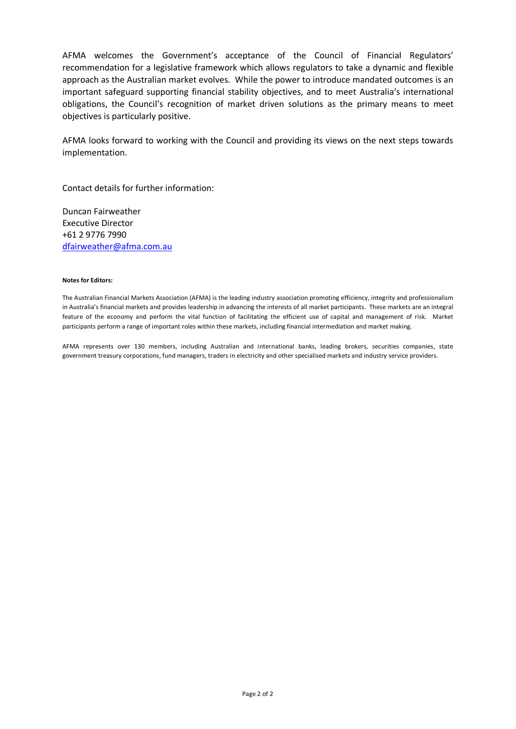AFMA welcomes the Government's acceptance of the Council of Financial Regulators' recommendation for a legislative framework which allows regulators to take a dynamic and flexible approach as the Australian market evolves. While the power to introduce mandated outcomes is an important safeguard supporting financial stability objectives, and to meet Australia's international obligations, the Council's recognition of market driven solutions as the primary means to meet objectives is particularly positive.

AFMA looks forward to working with the Council and providing its views on the next steps towards implementation.

Contact details for further information:

Duncan Fairweather
Executive Director
+61 2 9776 7990
dfairweather@afma.com.au

**Notes for Editors:**

The Australian Financial Markets Association (AFMA) is the leading industry association promoting efficiency, integrity and professionalism in Australia's financial markets and provides leadership in advancing the interests of all market participants. These markets are an integral feature of the economy and perform the vital function of facilitating the efficient use of capital and management of risk. Market participants perform a range of important roles within these markets, including financial intermediation and market making.

AFMA represents over 130 members, including Australian and international banks, leading brokers, securities companies, state government treasury corporations, fund managers, traders in electricity and other specialised markets and industry service providers.